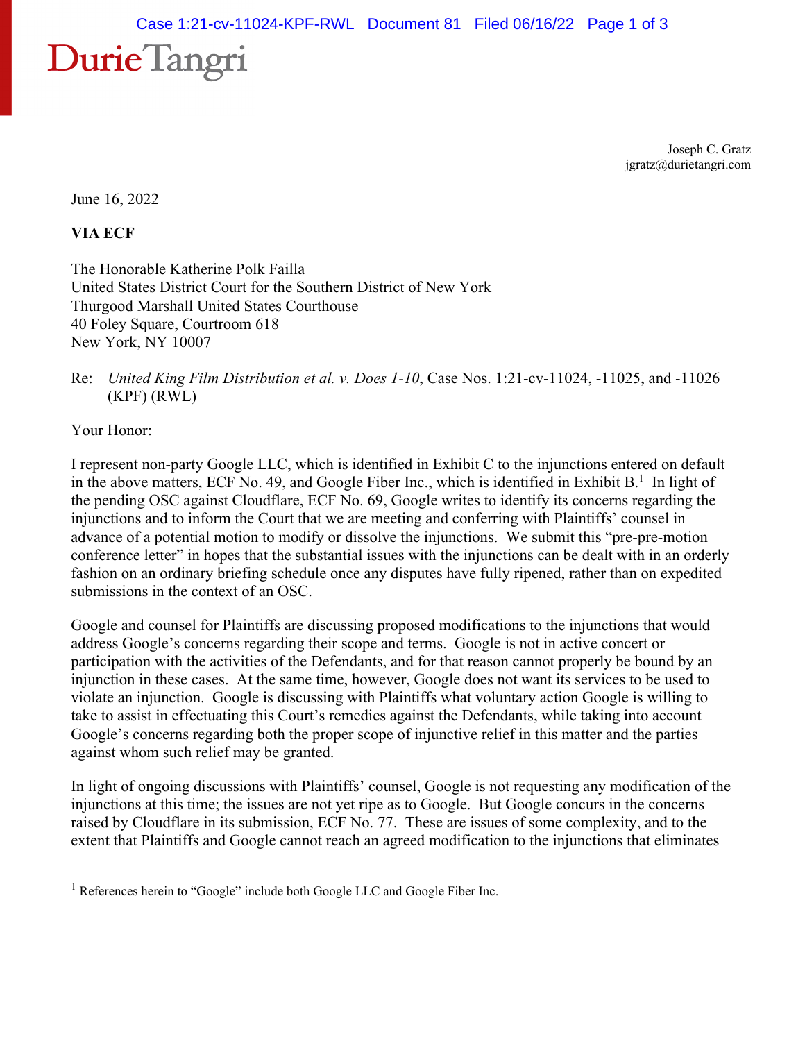DurieTangri

Joseph C. Gratz
jgratz@durietangri.com

June 16, 2022

**VIA ECF**

The Honorable Katherine Polk Failla
United States District Court for the Southern District of New York
Thurgood Marshall United States Courthouse
40 Foley Square, Courtroom 618
New York, NY 10007

Re: *United King Film Distribution et al. v. Does 1-10*, Case Nos. 1:21-cv-11024, -11025, and -11026 (KPF) (RWL)

Your Honor:

I represent non-party Google LLC, which is identified in Exhibit C to the injunctions entered on default in the above matters, ECF No. 49, and Google Fiber Inc., which is identified in Exhibit B.[1] In light of the pending OSC against Cloudflare, ECF No. 69, Google writes to identify its concerns regarding the injunctions and to inform the Court that we are meeting and conferring with Plaintiffs' counsel in advance of a potential motion to modify or dissolve the injunctions. We submit this "pre-pre-motion conference letter" in hopes that the substantial issues with the injunctions can be dealt with in an orderly fashion on an ordinary briefing schedule once any disputes have fully ripened, rather than on expedited submissions in the context of an OSC.

Google and counsel for Plaintiffs are discussing proposed modifications to the injunctions that would address Google's concerns regarding their scope and terms. Google is not in active concert or participation with the activities of the Defendants, and for that reason cannot properly be bound by an injunction in these cases. At the same time, however, Google does not want its services to be used to violate an injunction. Google is discussing with Plaintiffs what voluntary action Google is willing to take to assist in effectuating this Court's remedies against the Defendants, while taking into account Google's concerns regarding both the proper scope of injunctive relief in this matter and the parties against whom such relief may be granted.

In light of ongoing discussions with Plaintiffs' counsel, Google is not requesting any modification of the injunctions at this time; the issues are not yet ripe as to Google. But Google concurs in the concerns raised by Cloudflare in its submission, ECF No. 77. These are issues of some complexity, and to the extent that Plaintiffs and Google cannot reach an agreed modification to the injunctions that eliminates

[1] References herein to "Google" include both Google LLC and Google Fiber Inc.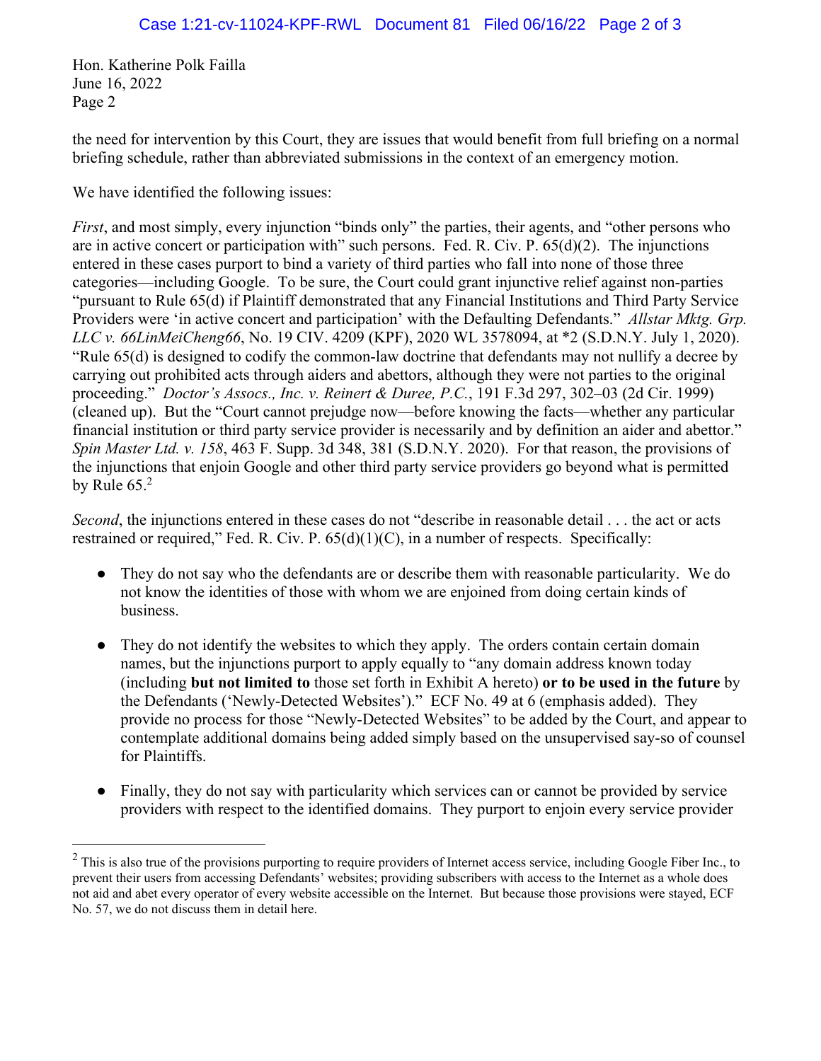Hon. Katherine Polk Failla
June 16, 2022
Page 2

the need for intervention by this Court, they are issues that would benefit from full briefing on a normal briefing schedule, rather than abbreviated submissions in the context of an emergency motion.

We have identified the following issues:

*First*, and most simply, every injunction "binds only" the parties, their agents, and "other persons who are in active concert or participation with" such persons. Fed. R. Civ. P. 65(d)(2). The injunctions entered in these cases purport to bind a variety of third parties who fall into none of those three categories—including Google. To be sure, the Court could grant injunctive relief against non-parties "pursuant to Rule 65(d) if Plaintiff demonstrated that any Financial Institutions and Third Party Service Providers were 'in active concert and participation' with the Defaulting Defendants." *Allstar Mktg. Grp. LLC v. 66LinMeiCheng66*, No. 19 CIV. 4209 (KPF), 2020 WL 3578094, at *2 (S.D.N.Y. July 1, 2020). "Rule 65(d) is designed to codify the common-law doctrine that defendants may not nullify a decree by carrying out prohibited acts through aiders and abettors, although they were not parties to the original proceeding." *Doctor's Assocs., Inc. v. Reinert & Duree, P.C.*, 191 F.3d 297, 302–03 (2d Cir. 1999) (cleaned up). But the "Court cannot prejudge now—before knowing the facts—whether any particular financial institution or third party service provider is necessarily and by definition an aider and abettor." *Spin Master Ltd. v. 158*, 463 F. Supp. 3d 348, 381 (S.D.N.Y. 2020). For that reason, the provisions of the injunctions that enjoin Google and other third party service providers go beyond what is permitted by Rule 65.[2]

*Second*, the injunctions entered in these cases do not "describe in reasonable detail . . . the act or acts restrained or required," Fed. R. Civ. P. 65(d)(1)(C), in a number of respects. Specifically:

- They do not say who the defendants are or describe them with reasonable particularity. We do not know the identities of those with whom we are enjoined from doing certain kinds of business.

- They do not identify the websites to which they apply. The orders contain certain domain names, but the injunctions purport to apply equally to "any domain address known today (including **but not limited to** those set forth in Exhibit A hereto) **or to be used in the future** by the Defendants ('Newly-Detected Websites')." ECF No. 49 at 6 (emphasis added). They provide no process for those "Newly-Detected Websites" to be added by the Court, and appear to contemplate additional domains being added simply based on the unsupervised say-so of counsel for Plaintiffs.

- Finally, they do not say with particularity which services can or cannot be provided by service providers with respect to the identified domains. They purport to enjoin every service provider

[2] This is also true of the provisions purporting to require providers of Internet access service, including Google Fiber Inc., to prevent their users from accessing Defendants' websites; providing subscribers with access to the Internet as a whole does not aid and abet every operator of every website accessible on the Internet. But because those provisions were stayed, ECF No. 57, we do not discuss them in detail here.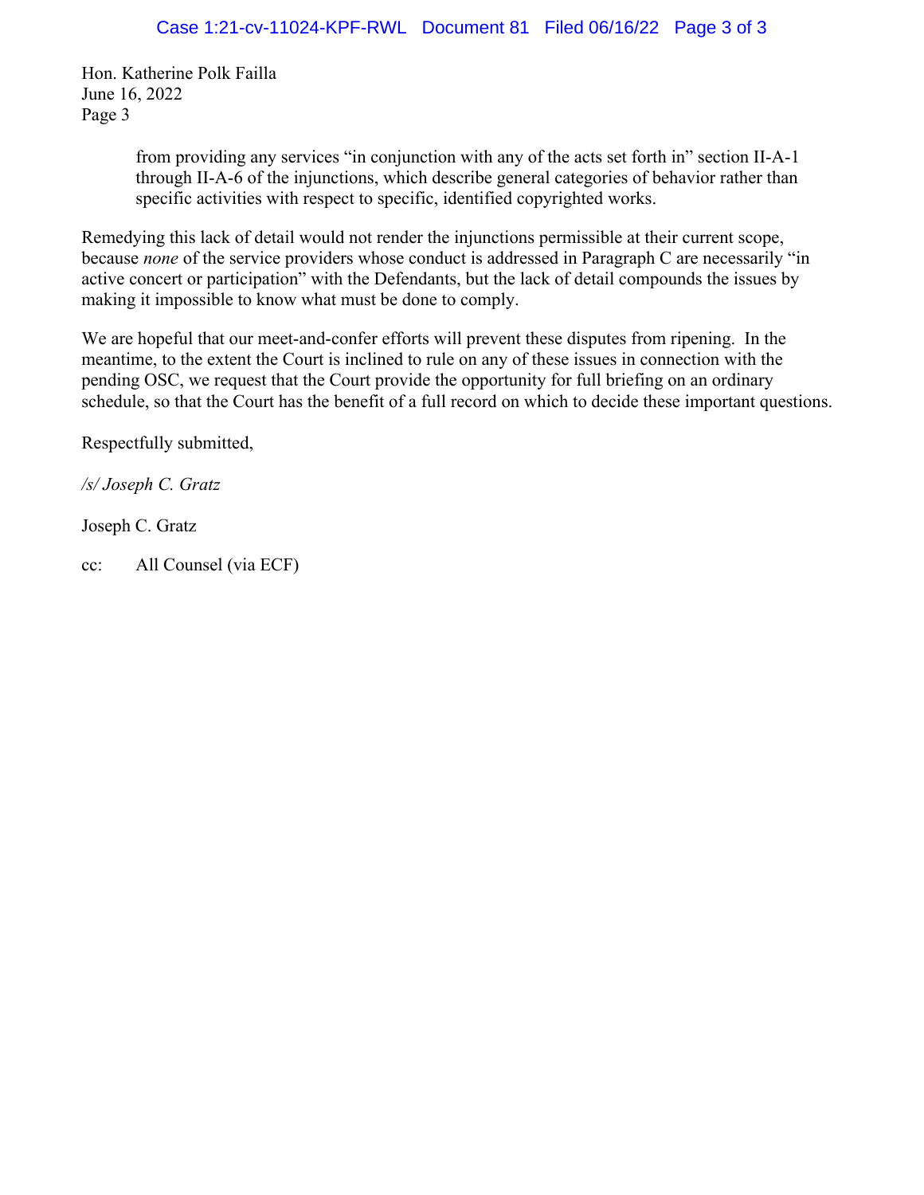Hon. Katherine Polk Failla
June 16, 2022
Page 3

> from providing any services "in conjunction with any of the acts set forth in" section II-A-1 through II-A-6 of the injunctions, which describe general categories of behavior rather than specific activities with respect to specific, identified copyrighted works.

Remedying this lack of detail would not render the injunctions permissible at their current scope, because *none* of the service providers whose conduct is addressed in Paragraph C are necessarily "in active concert or participation" with the Defendants, but the lack of detail compounds the issues by making it impossible to know what must be done to comply.

We are hopeful that our meet-and-confer efforts will prevent these disputes from ripening. In the meantime, to the extent the Court is inclined to rule on any of these issues in connection with the pending OSC, we request that the Court provide the opportunity for full briefing on an ordinary schedule, so that the Court has the benefit of a full record on which to decide these important questions.

Respectfully submitted,

*/s/ Joseph C. Gratz*

Joseph C. Gratz

cc: All Counsel (via ECF)